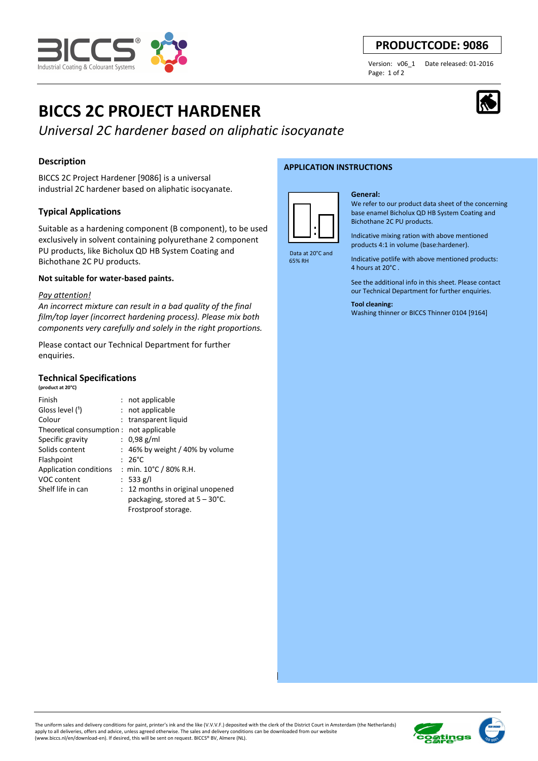**PRODUCTCODE: 9086**

Version: v06_1 Date released: 01-2016

# BICCS 2C PROJECT HARDENER

*Universal 2C hardener based on aliphatic isocyanate*

## Description

BICCS 2C Project Hardener [9086] is a universal industrial 2C hardener based on aliphatic isocyanate.

## Typical Applications

Suitable as a hardening component (B component), to be used exclusively in solvent containing polyurethane 2 component PU products, like Bicholux QD HB System Coating and Bichothane 2C PU products.

**Not suitable for water-based paints.**

*Pay attention!*
*An incorrect mixture can result in a bad quality of the final film/top layer (incorrect hardening process). Please mix both components very carefully and solely in the right proportions.*

Please contact our Technical Department for further enquiries.

## Technical Specifications

**(product at 20°C)**

| | | |
|---|---|---|
| Finish | : | not applicable |
| Gloss level (1) | : | not applicable |
| Colour | : | transparent liquid |
| Theoretical consumption | : | not applicable |
| Specific gravity | : | 0,98 g/ml |
| Solids content | : | 46% by weight / 40% by volume |
| Flashpoint | : | 26°C |
| Application conditions | : | min. 10°C / 80% R.H. |
| VOC content | : | 533 g/l |
| Shelf life in can | : | 12 months in original unopened packaging, stored at 5 – 30°C. Frostproof storage. |

## APPLICATION INSTRUCTIONS

Data at 20°C and 65% RH

**General:**
We refer to our product data sheet of the concerning base enamel Bicholux QD HB System Coating and Bichothane 2C PU products.

Indicative mixing ration with above mentioned products 4:1 in volume (base:hardener).

Indicative potlife with above mentioned products: 4 hours at 20°C .

See the additional info in this sheet. Please contact our Technical Department for further enquiries.

**Tool cleaning:**
Washing thinner or BICCS Thinner 0104 [9164]

The uniform sales and delivery conditions for paint, printer's ink and the like (V.V.V.F.) deposited with the clerk of the District Court in Amsterdam (the Netherlands) apply to all deliveries, offers and advice, unless agreed otherwise. The sales and delivery conditions can be downloaded from our website (www.biccs.nl/en/download-en). If desired, this will be sent on request. BICCS® BV, Almere (NL).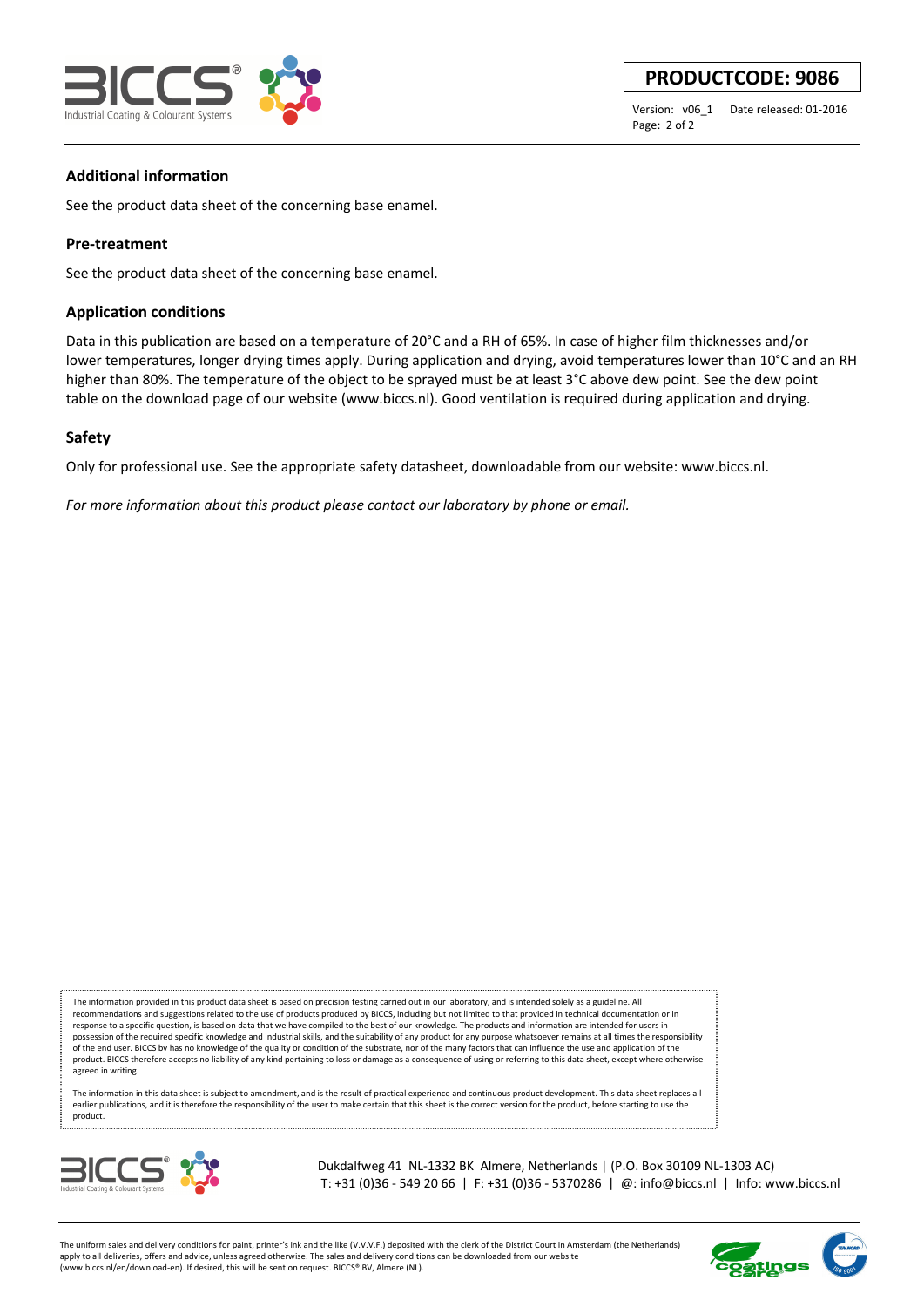## Additional information

See the product data sheet of the concerning base enamel.

## Pre-treatment

See the product data sheet of the concerning base enamel.

## Application conditions

Data in this publication are based on a temperature of 20°C and a RH of 65%. In case of higher film thicknesses and/or lower temperatures, longer drying times apply. During application and drying, avoid temperatures lower than 10°C and an RH higher than 80%. The temperature of the object to be sprayed must be at least 3°C above dew point. See the dew point table on the download page of our website (www.biccs.nl). Good ventilation is required during application and drying.

## Safety

Only for professional use. See the appropriate safety datasheet, downloadable from our website: www.biccs.nl.

*For more information about this product please contact our laboratory by phone or email.*

The information provided in this product data sheet is based on precision testing carried out in our laboratory, and is intended solely as a guideline. All recommendations and suggestions related to the use of products produced by BICCS, including but not limited to that provided in technical documentation or in response to a specific question, is based on data that we have compiled to the best of our knowledge. The products and information are intended for users in possession of the required specific knowledge and industrial skills, and the suitability of any product for any purpose whatsoever remains at all times the responsibility of the end user. BICCS bv has no knowledge of the quality or condition of the substrate, nor of the many factors that can influence the use and application of the product. BICCS therefore accepts no liability of any kind pertaining to loss or damage as a consequence of using or referring to this data sheet, except where otherwise agreed in writing.

The information in this data sheet is subject to amendment, and is the result of practical experience and continuous product development. This data sheet replaces all earlier publications, and it is therefore the responsibility of the user to make certain that this sheet is the correct version for the product, before starting to use the product.

Dukdalfweg 41 NL-1332 BK Almere, Netherlands | (P.O. Box 30109 NL-1303 AC)
T: +31 (0)36 - 549 20 66 | F: +31 (0)36 - 5370286 | @: info@biccs.nl | Info: www.biccs.nl

The uniform sales and delivery conditions for paint, printer's ink and the like (V.V.V.F.) deposited with the clerk of the District Court in Amsterdam (the Netherlands) apply to all deliveries, offers and advice, unless agreed otherwise. The sales and delivery conditions can be downloaded from our website (www.biccs.nl/en/download-en). If desired, this will be sent on request. BICCS® BV, Almere (NL).